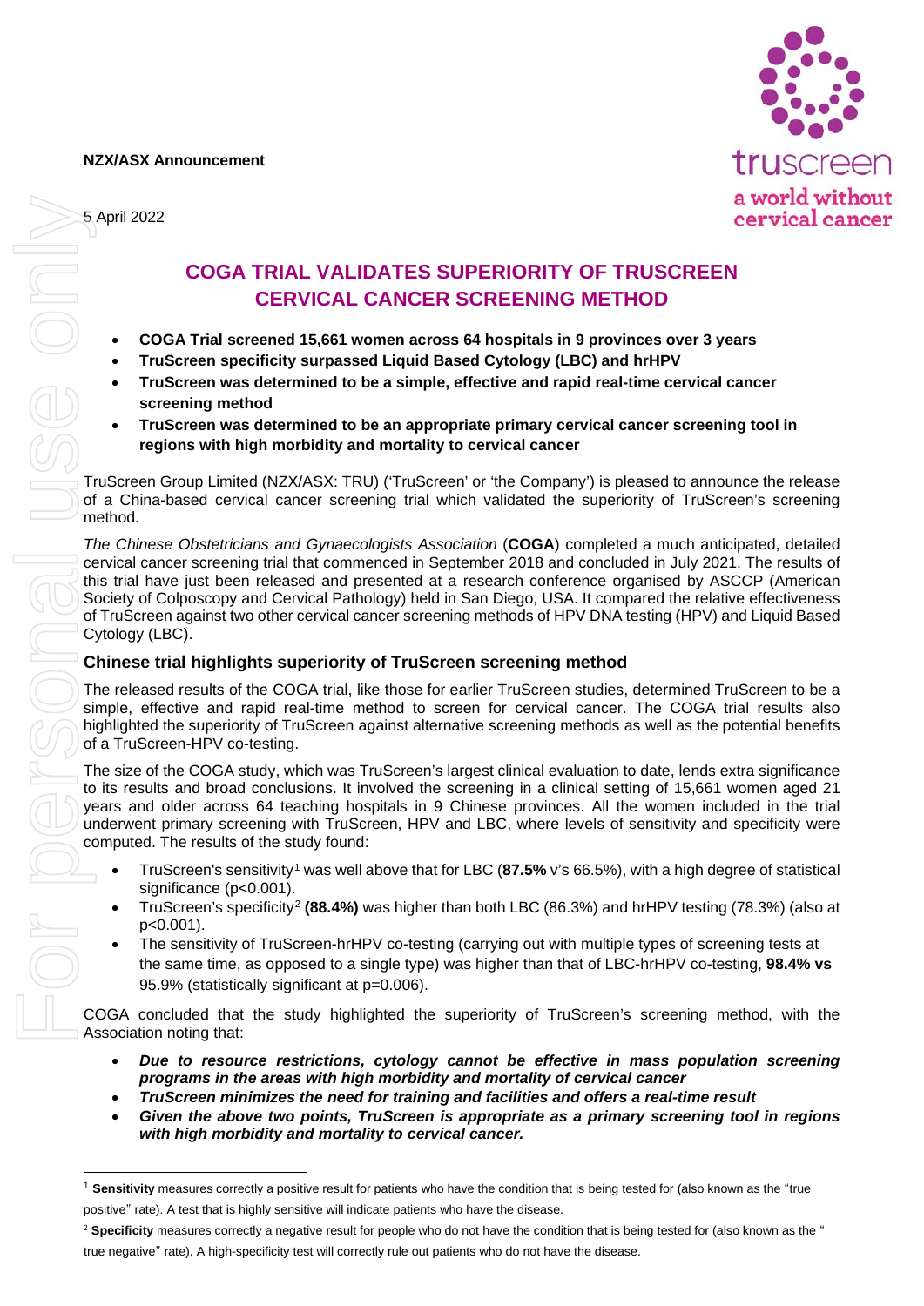**NZX/ASX Announcement**

5 April 2022

# COGA TRIAL VALIDATES SUPERIORITY OF TRUSCREEN CERVICAL CANCER SCREENING METHOD

- **COGA Trial screened 15,661 women across 64 hospitals in 9 provinces over 3 years**
- **TruScreen specificity surpassed Liquid Based Cytology (LBC) and hrHPV**
- **TruScreen was determined to be a simple, effective and rapid real-time cervical cancer screening method**
- **TruScreen was determined to be an appropriate primary cervical cancer screening tool in regions with high morbidity and mortality to cervical cancer**

TruScreen Group Limited (NZX/ASX: TRU) ('TruScreen' or 'the Company') is pleased to announce the release of a China-based cervical cancer screening trial which validated the superiority of TruScreen's screening method.

*The Chinese Obstetricians and Gynaecologists Association* (**COGA**) completed a much anticipated, detailed cervical cancer screening trial that commenced in September 2018 and concluded in July 2021. The results of this trial have just been released and presented at a research conference organised by ASCCP (American Society of Colposcopy and Cervical Pathology) held in San Diego, USA. It compared the relative effectiveness of TruScreen against two other cervical cancer screening methods of HPV DNA testing (HPV) and Liquid Based Cytology (LBC).

## Chinese trial highlights superiority of TruScreen screening method

The released results of the COGA trial, like those for earlier TruScreen studies, determined TruScreen to be a simple, effective and rapid real-time method to screen for cervical cancer. The COGA trial results also highlighted the superiority of TruScreen against alternative screening methods as well as the potential benefits of a TruScreen-HPV co-testing.

The size of the COGA study, which was TruScreen's largest clinical evaluation to date, lends extra significance to its results and broad conclusions. It involved the screening in a clinical setting of 15,661 women aged 21 years and older across 64 teaching hospitals in 9 Chinese provinces. All the women included in the trial underwent primary screening with TruScreen, HPV and LBC, where levels of sensitivity and specificity were computed. The results of the study found:

- TruScreen's sensitivity[1] was well above that for LBC (**87.5%** v's 66.5%), with a high degree of statistical significance ($p<0.001$).
- TruScreen's specificity[2] **(88.4%)** was higher than both LBC (86.3%) and hrHPV testing (78.3%) (also at $p<0.001$).
- The sensitivity of TruScreen-hrHPV co-testing (carrying out with multiple types of screening tests at the same time, as opposed to a single type) was higher than that of LBC-hrHPV co-testing, **98.4% vs** 95.9% (statistically significant at $p=0.006$).

COGA concluded that the study highlighted the superiority of TruScreen's screening method, with the Association noting that:

- ***Due to resource restrictions, cytology cannot be effective in mass population screening programs in the areas with high morbidity and mortality of cervical cancer***
- ***TruScreen minimizes the need for training and facilities and offers a real-time result***
- ***Given the above two points, TruScreen is appropriate as a primary screening tool in regions with high morbidity and mortality to cervical cancer.***

---

[1] **Sensitivity** measures correctly a positive result for patients who have the condition that is being tested for (also known as the "true positive" rate). A test that is highly sensitive will indicate patients who have the disease.

[2] **Specificity** measures correctly a negative result for people who do not have the condition that is being tested for (also known as the " true negative" rate). A high-specificity test will correctly rule out patients who do not have the disease.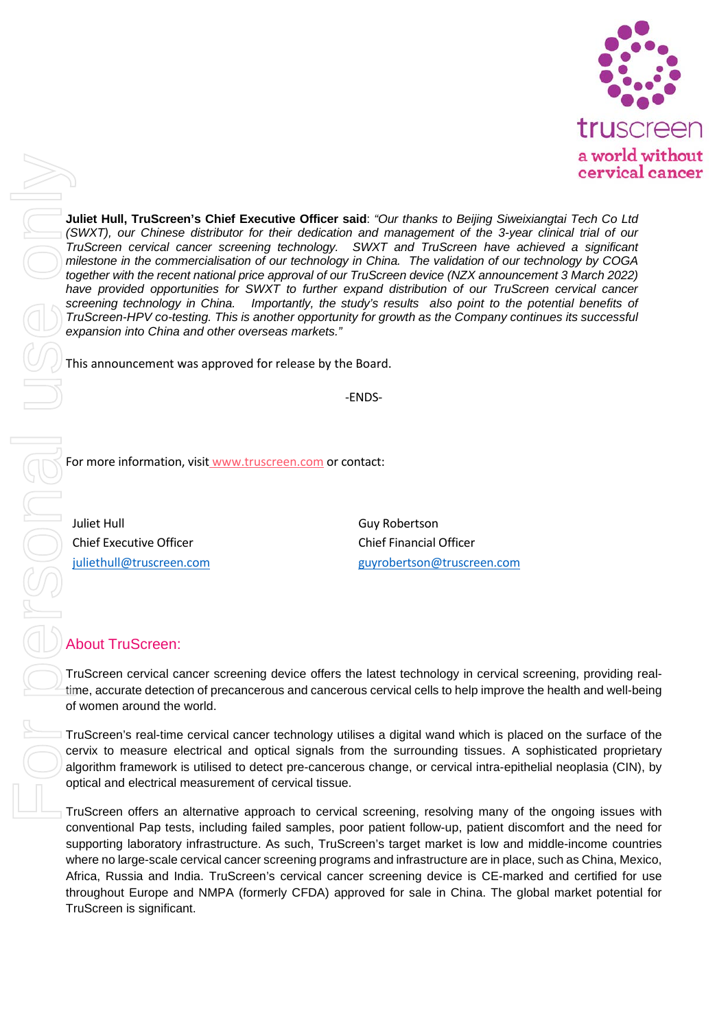**Juliet Hull, TruScreen's Chief Executive Officer said**: *"Our thanks to Beijing Siweixiangtai Tech Co Ltd (SWXT), our Chinese distributor for their dedication and management of the 3-year clinical trial of our TruScreen cervical cancer screening technology. SWXT and TruScreen have achieved a significant milestone in the commercialisation of our technology in China. The validation of our technology by COGA together with the recent national price approval of our TruScreen device (NZX announcement 3 March 2022) have provided opportunities for SWXT to further expand distribution of our TruScreen cervical cancer screening technology in China. Importantly, the study's results also point to the potential benefits of TruScreen-HPV co-testing. This is another opportunity for growth as the Company continues its successful expansion into China and other overseas markets."*

This announcement was approved for release by the Board.

-ENDS-

For more information, visit www.truscreen.com or contact:

Juliet Hull
Chief Executive Officer
juliethull@truscreen.com

Guy Robertson
Chief Financial Officer
guyrobertson@truscreen.com

## About TruScreen:

TruScreen cervical cancer screening device offers the latest technology in cervical screening, providing real-time, accurate detection of precancerous and cancerous cervical cells to help improve the health and well-being of women around the world.

TruScreen's real-time cervical cancer technology utilises a digital wand which is placed on the surface of the cervix to measure electrical and optical signals from the surrounding tissues. A sophisticated proprietary algorithm framework is utilised to detect pre-cancerous change, or cervical intra-epithelial neoplasia (CIN), by optical and electrical measurement of cervical tissue.

TruScreen offers an alternative approach to cervical screening, resolving many of the ongoing issues with conventional Pap tests, including failed samples, poor patient follow-up, patient discomfort and the need for supporting laboratory infrastructure. As such, TruScreen's target market is low and middle-income countries where no large-scale cervical cancer screening programs and infrastructure are in place, such as China, Mexico, Africa, Russia and India. TruScreen's cervical cancer screening device is CE-marked and certified for use throughout Europe and NMPA (formerly CFDA) approved for sale in China. The global market potential for TruScreen is significant.